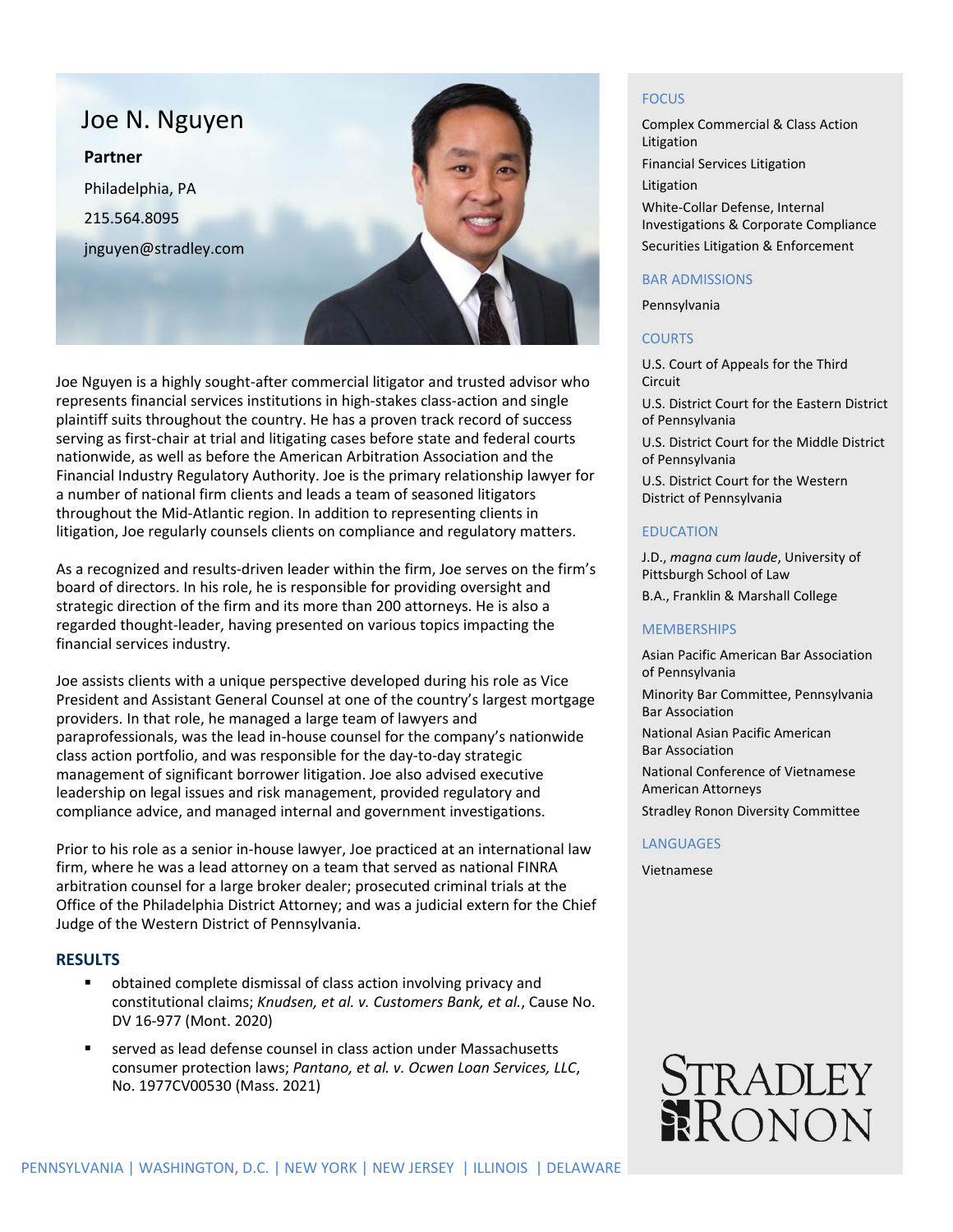# Joe N. Nguyen

**Partner**

Philadelphia, PA

215.564.8095

jnguyen@stradley.com

Joe Nguyen is a highly sought-after commercial litigator and trusted advisor who represents financial services institutions in high-stakes class-action and single plaintiff suits throughout the country. He has a proven track record of success serving as first-chair at trial and litigating cases before state and federal courts nationwide, as well as before the American Arbitration Association and the Financial Industry Regulatory Authority. Joe is the primary relationship lawyer for a number of national firm clients and leads a team of seasoned litigators throughout the Mid-Atlantic region. In addition to representing clients in litigation, Joe regularly counsels clients on compliance and regulatory matters.

As a recognized and results-driven leader within the firm, Joe serves on the firm's board of directors. In his role, he is responsible for providing oversight and strategic direction of the firm and its more than 200 attorneys. He is also a regarded thought-leader, having presented on various topics impacting the financial services industry.

Joe assists clients with a unique perspective developed during his role as Vice President and Assistant General Counsel at one of the country's largest mortgage providers. In that role, he managed a large team of lawyers and paraprofessionals, was the lead in-house counsel for the company's nationwide class action portfolio, and was responsible for the day-to-day strategic management of significant borrower litigation. Joe also advised executive leadership on legal issues and risk management, provided regulatory and compliance advice, and managed internal and government investigations.

Prior to his role as a senior in-house lawyer, Joe practiced at an international law firm, where he was a lead attorney on a team that served as national FINRA arbitration counsel for a large broker dealer; prosecuted criminal trials at the Office of the Philadelphia District Attorney; and was a judicial extern for the Chief Judge of the Western District of Pennsylvania.

## RESULTS

- obtained complete dismissal of class action involving privacy and constitutional claims; *Knudsen, et al. v. Customers Bank, et al.*, Cause No. DV 16-977 (Mont. 2020)
- served as lead defense counsel in class action under Massachusetts consumer protection laws; *Pantano, et al. v. Ocwen Loan Services, LLC*, No. 1977CV00530 (Mass. 2021)

## FOCUS

Complex Commercial & Class Action Litigation

Financial Services Litigation

Litigation

White-Collar Defense, Internal Investigations & Corporate Compliance

Securities Litigation & Enforcement

## BAR ADMISSIONS

Pennsylvania

## COURTS

U.S. Court of Appeals for the Third Circuit

U.S. District Court for the Eastern District of Pennsylvania

U.S. District Court for the Middle District of Pennsylvania

U.S. District Court for the Western District of Pennsylvania

## EDUCATION

J.D., *magna cum laude*, University of Pittsburgh School of Law

B.A., Franklin & Marshall College

## MEMBERSHIPS

Asian Pacific American Bar Association of Pennsylvania

Minority Bar Committee, Pennsylvania Bar Association

National Asian Pacific American Bar Association

National Conference of Vietnamese American Attorneys

Stradley Ronon Diversity Committee

## LANGUAGES

Vietnamese

STRADLEY RONON

PENNSYLVANIA | WASHINGTON, D.C. | NEW YORK | NEW JERSEY | ILLINOIS | DELAWARE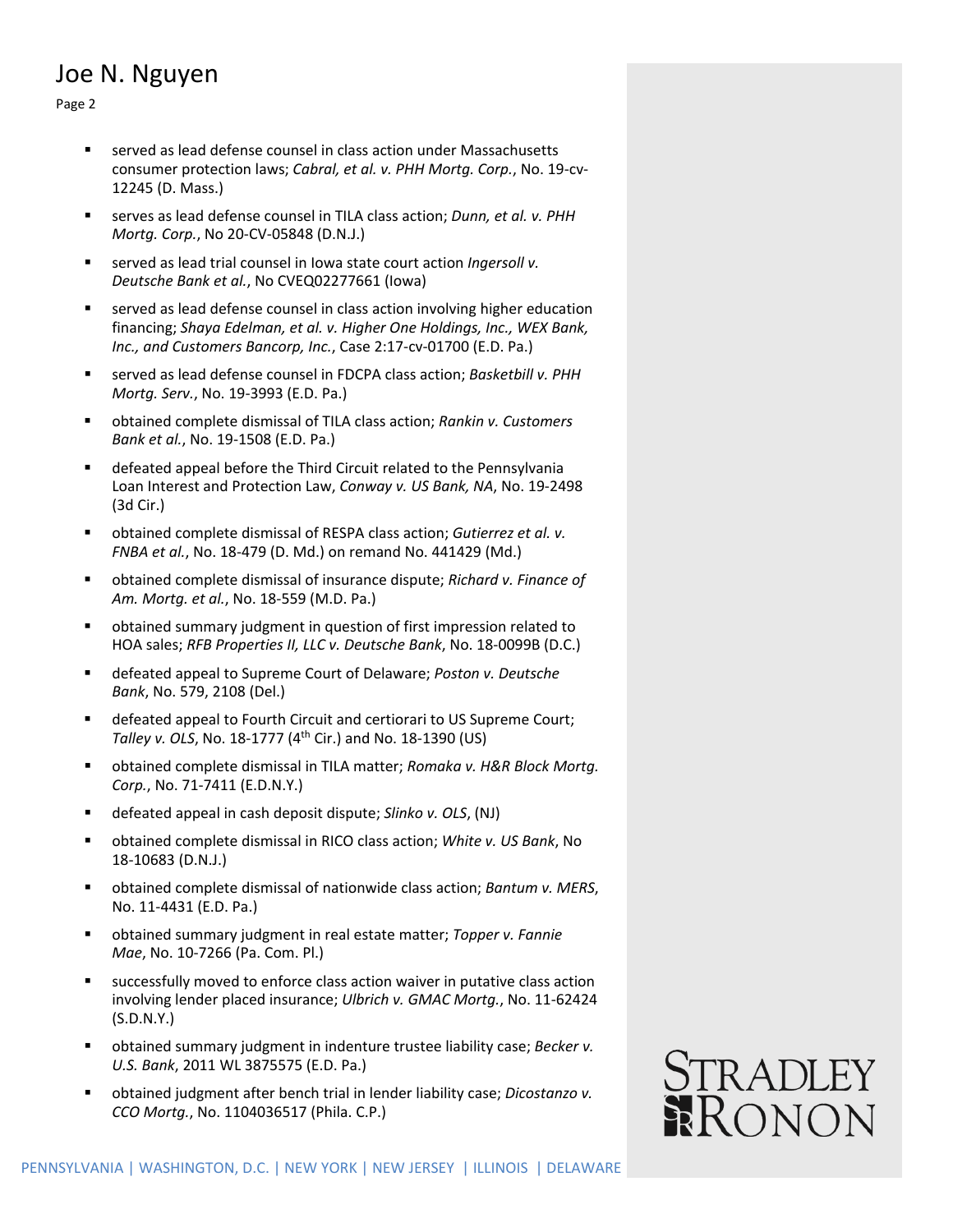- served as lead defense counsel in class action under Massachusetts consumer protection laws; *Cabral, et al. v. PHH Mortg. Corp.*, No. 19-cv-12245 (D. Mass.)
- serves as lead defense counsel in TILA class action; *Dunn, et al. v. PHH Mortg. Corp.*, No 20-CV-05848 (D.N.J.)
- served as lead trial counsel in Iowa state court action *Ingersoll v. Deutsche Bank et al.*, No CVEQ02277661 (Iowa)
- served as lead defense counsel in class action involving higher education financing; *Shaya Edelman, et al. v. Higher One Holdings, Inc., WEX Bank, Inc., and Customers Bancorp, Inc.*, Case 2:17-cv-01700 (E.D. Pa.)
- served as lead defense counsel in FDCPA class action; *Basketbill v. PHH Mortg. Serv.*, No. 19-3993 (E.D. Pa.)
- obtained complete dismissal of TILA class action; *Rankin v. Customers Bank et al.*, No. 19-1508 (E.D. Pa.)
- defeated appeal before the Third Circuit related to the Pennsylvania Loan Interest and Protection Law, *Conway v. US Bank, NA*, No. 19-2498 (3d Cir.)
- obtained complete dismissal of RESPA class action; *Gutierrez et al. v. FNBA et al.*, No. 18-479 (D. Md.) on remand No. 441429 (Md.)
- obtained complete dismissal of insurance dispute; *Richard v. Finance of Am. Mortg. et al.*, No. 18-559 (M.D. Pa.)
- obtained summary judgment in question of first impression related to HOA sales; *RFB Properties II, LLC v. Deutsche Bank*, No. 18-0099B (D.C.)
- defeated appeal to Supreme Court of Delaware; *Poston v. Deutsche Bank*, No. 579, 2108 (Del.)
- defeated appeal to Fourth Circuit and certiorari to US Supreme Court; *Talley v. OLS*, No. 18-1777 (4th Cir.) and No. 18-1390 (US)
- obtained complete dismissal in TILA matter; *Romaka v. H&R Block Mortg. Corp.*, No. 71-7411 (E.D.N.Y.)
- defeated appeal in cash deposit dispute; *Slinko v. OLS*, (NJ)
- obtained complete dismissal in RICO class action; *White v. US Bank*, No 18-10683 (D.N.J.)
- obtained complete dismissal of nationwide class action; *Bantum v. MERS*, No. 11-4431 (E.D. Pa.)
- obtained summary judgment in real estate matter; *Topper v. Fannie Mae*, No. 10-7266 (Pa. Com. Pl.)
- successfully moved to enforce class action waiver in putative class action involving lender placed insurance; *Ulbrich v. GMAC Mortg.*, No. 11-62424 (S.D.N.Y.)
- obtained summary judgment in indenture trustee liability case; *Becker v. U.S. Bank*, 2011 WL 3875575 (E.D. Pa.)
- obtained judgment after bench trial in lender liability case; *Dicostanzo v. CCO Mortg.*, No. 1104036517 (Phila. C.P.)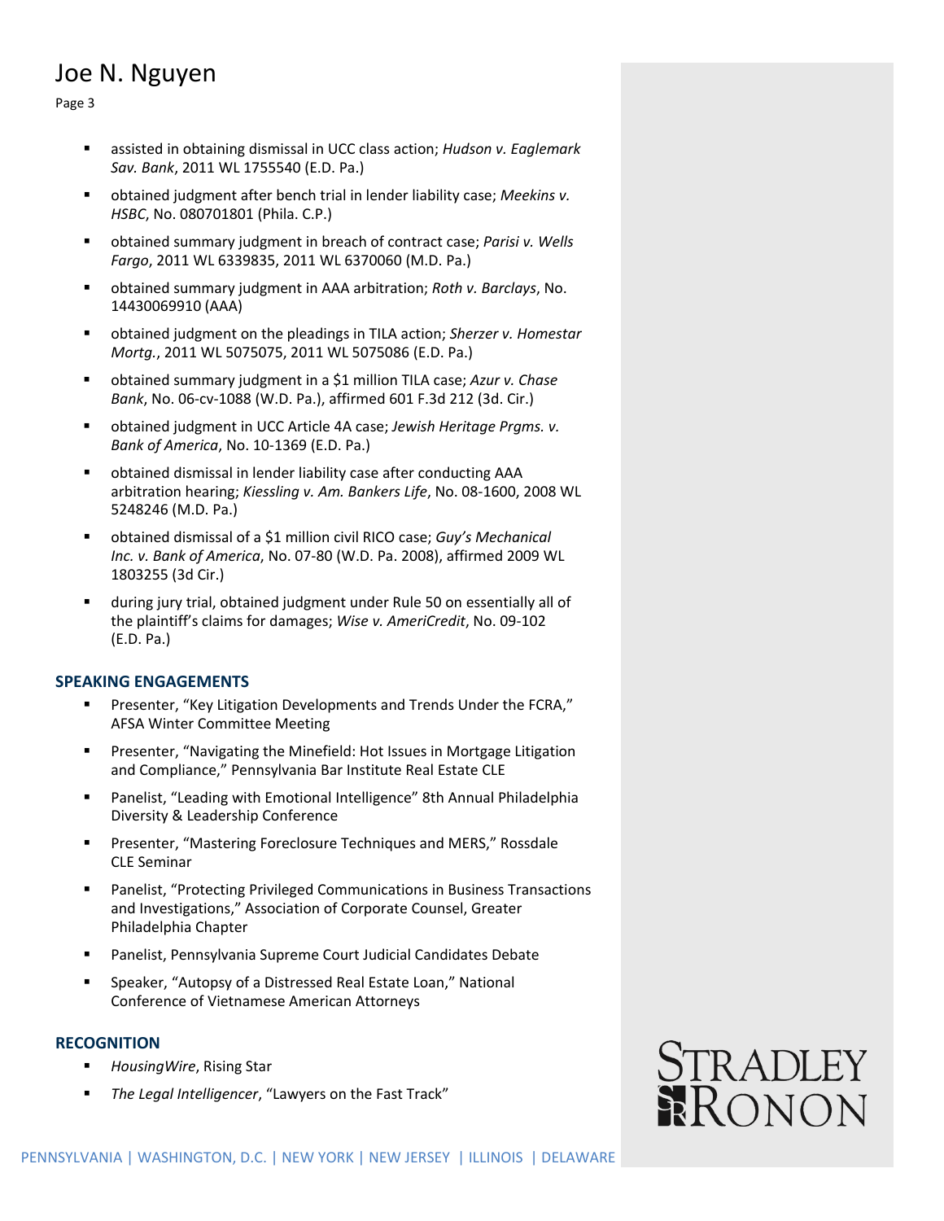- assisted in obtaining dismissal in UCC class action; *Hudson v. Eaglemark Sav. Bank*, 2011 WL 1755540 (E.D. Pa.)
- obtained judgment after bench trial in lender liability case; *Meekins v. HSBC*, No. 080701801 (Phila. C.P.)
- obtained summary judgment in breach of contract case; *Parisi v. Wells Fargo*, 2011 WL 6339835, 2011 WL 6370060 (M.D. Pa.)
- obtained summary judgment in AAA arbitration; *Roth v. Barclays*, No. 14430069910 (AAA)
- obtained judgment on the pleadings in TILA action; *Sherzer v. Homestar Mortg.*, 2011 WL 5075075, 2011 WL 5075086 (E.D. Pa.)
- obtained summary judgment in a $1 million TILA case; *Azur v. Chase Bank*, No. 06-cv-1088 (W.D. Pa.), affirmed 601 F.3d 212 (3d. Cir.)
- obtained judgment in UCC Article 4A case; *Jewish Heritage Prgms. v. Bank of America*, No. 10-1369 (E.D. Pa.)
- obtained dismissal in lender liability case after conducting AAA arbitration hearing; *Kiessling v. Am. Bankers Life*, No. 08-1600, 2008 WL 5248246 (M.D. Pa.)
- obtained dismissal of a $1 million civil RICO case; *Guy's Mechanical Inc. v. Bank of America*, No. 07-80 (W.D. Pa. 2008), affirmed 2009 WL 1803255 (3d Cir.)
- during jury trial, obtained judgment under Rule 50 on essentially all of the plaintiff's claims for damages; *Wise v. AmeriCredit*, No. 09-102 (E.D. Pa.)

## SPEAKING ENGAGEMENTS

- Presenter, "Key Litigation Developments and Trends Under the FCRA," AFSA Winter Committee Meeting
- Presenter, "Navigating the Minefield: Hot Issues in Mortgage Litigation and Compliance," Pennsylvania Bar Institute Real Estate CLE
- Panelist, "Leading with Emotional Intelligence" 8th Annual Philadelphia Diversity & Leadership Conference
- Presenter, "Mastering Foreclosure Techniques and MERS," Rossdale CLE Seminar
- Panelist, "Protecting Privileged Communications in Business Transactions and Investigations," Association of Corporate Counsel, Greater Philadelphia Chapter
- Panelist, Pennsylvania Supreme Court Judicial Candidates Debate
- Speaker, "Autopsy of a Distressed Real Estate Loan," National Conference of Vietnamese American Attorneys

## RECOGNITION

- *HousingWire*, Rising Star
- *The Legal Intelligencer*, "Lawyers on the Fast Track"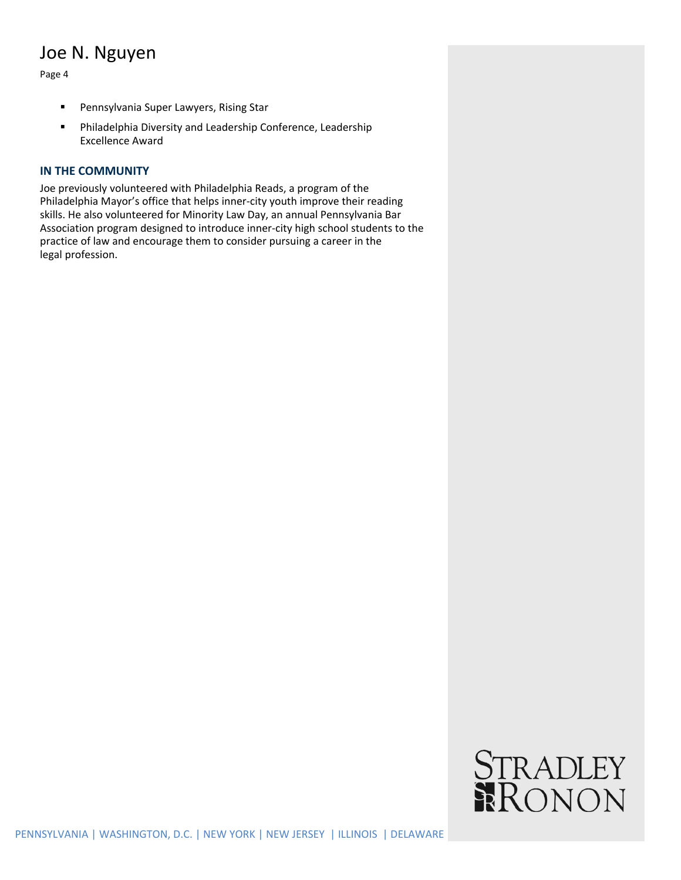- Pennsylvania Super Lawyers, Rising Star
- Philadelphia Diversity and Leadership Conference, Leadership Excellence Award

### IN THE COMMUNITY

Joe previously volunteered with Philadelphia Reads, a program of the Philadelphia Mayor's office that helps inner-city youth improve their reading skills. He also volunteered for Minority Law Day, an annual Pennsylvania Bar Association program designed to introduce inner-city high school students to the practice of law and encourage them to consider pursuing a career in the legal profession.